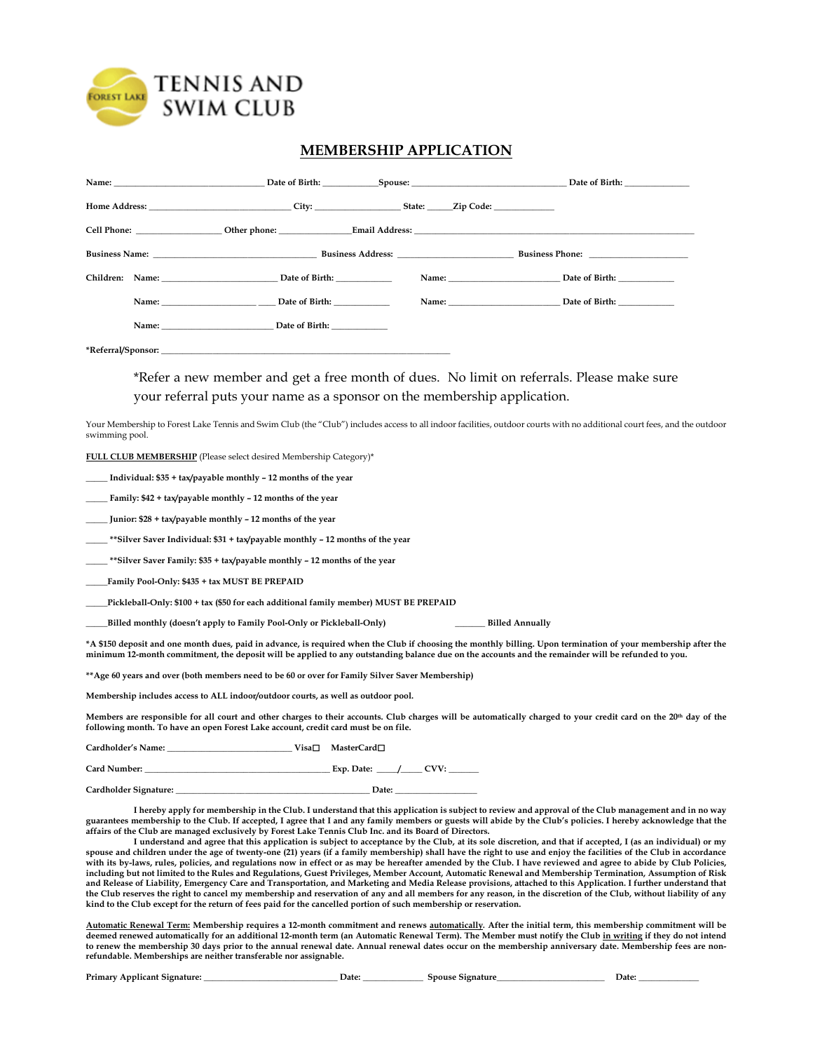FOREST LAKE TENNIS AND SWIM CLUB

# MEMBERSHIP APPLICATION

**Name:** ______________________________ **Date of Birth:** ___________ **Spouse:** ______________________________ **Date of Birth:** _____________

**Home Address:** ____________________________ **City:** _________________ **State:** _____ **Zip Code:** ____________

**Cell Phone:** _________________ **Other phone:** _______________ **Email Address:** ___________________________________________________________

**Business Name:** __________________________________ **Business Address:** _______________________ **Business Phone:** ____________________

**Children:** **Name:** _______________________ **Date of Birth:** ___________ **Name:** _______________________ **Date of Birth:** ___________

**Name:** ___________________ ____ **Date of Birth:** ___________ **Name:** _______________________ **Date of Birth:** ___________

**Name:** _______________________ **Date of Birth:** ___________

**\*Referral/Sponsor:** _______________________________________________________________

*Refer a new member and get a free month of dues. No limit on referrals. Please make sure your referral puts your name as a sponsor on the membership application.

Your Membership to Forest Lake Tennis and Swim Club (the "Club") includes access to all indoor facilities, outdoor courts with no additional court fees, and the outdoor swimming pool.

**FULL CLUB MEMBERSHIP** (Please select desired Membership Category)*

_____ **Individual: $35 + tax/payable monthly – 12 months of the year**

_____ **Family: $42 + tax/payable monthly – 12 months of the year**

_____ **Junior: $28 + tax/payable monthly – 12 months of the year**

_____ **\*\*Silver Saver Individual: $31 + tax/payable monthly – 12 months of the year**

_____ **\*\*Silver Saver Family: $35 + tax/payable monthly – 12 months of the year**

_____**Family Pool-Only: $435 + tax MUST BE PREPAID**

_____**Pickleball-Only: $100 + tax ($50 for each additional family member) MUST BE PREPAID**

_____**Billed monthly (doesn't apply to Family Pool-Only or Pickleball-Only)** _______ **Billed Annually**

**\*A $150 deposit and one month dues, paid in advance, is required when the Club if choosing the monthly billing. Upon termination of your membership after the minimum 12-month commitment, the deposit will be applied to any outstanding balance due on the accounts and the remainder will be refunded to you.**

**\*\*Age 60 years and over (both members need to be 60 or over for Family Silver Saver Membership)**

**Membership includes access to ALL indoor/outdoor courts, as well as outdoor pool.**

**Members are responsible for all court and other charges to their accounts. Club charges will be automatically charged to your credit card on the 20th day of the following month. To have an open Forest Lake account, credit card must be on file.**

**Cardholder's Name:** ___________________________ **Visa☐** **MasterCard☐**

**Card Number:** ________________________________________ **Exp. Date:** _____/_____ **CVV:** _______

**Cardholder Signature:** ________________________________________ **Date:** __________________

**I hereby apply for membership in the Club. I understand that this application is subject to review and approval of the Club management and in no way guarantees membership to the Club. If accepted, I agree that I and any family members or guests will abide by the Club's policies. I hereby acknowledge that the affairs of the Club are managed exclusively by Forest Lake Tennis Club Inc. and its Board of Directors.**

**I understand and agree that this application is subject to acceptance by the Club, at its sole discretion, and that if accepted, I (as an individual) or my spouse and children under the age of twenty-one (21) years (if a family membership) shall have the right to use and enjoy the facilities of the Club in accordance with its by-laws, rules, policies, and regulations now in effect or as may be hereafter amended by the Club. I have reviewed and agree to abide by Club Policies, including but not limited to the Rules and Regulations, Guest Privileges, Member Account, Automatic Renewal and Membership Termination, Assumption of Risk and Release of Liability, Emergency Care and Transportation, and Marketing and Media Release provisions, attached to this Application. I further understand that the Club reserves the right to cancel my membership and reservation of any and all members for any reason, in the discretion of the Club, without liability of any kind to the Club except for the return of fees paid for the cancelled portion of such membership or reservation.**

**<u>Automatic Renewal Term:</u> Membership requires a 12-month commitment and renews <u>automatically</u>. After the initial term, this membership commitment will be deemed renewed automatically for an additional 12-month term (an Automatic Renewal Term). The Member must notify the Club <u>in writing</u> if they do not intend to renew the membership 30 days prior to the annual renewal date. Annual renewal dates occur on the membership anniversary date. Membership fees are non-refundable. Memberships are neither transferable nor assignable.**

**Primary Applicant Signature:** ____________________________ **Date:** _____________ **Spouse Signature**_______________________ **Date:** _____________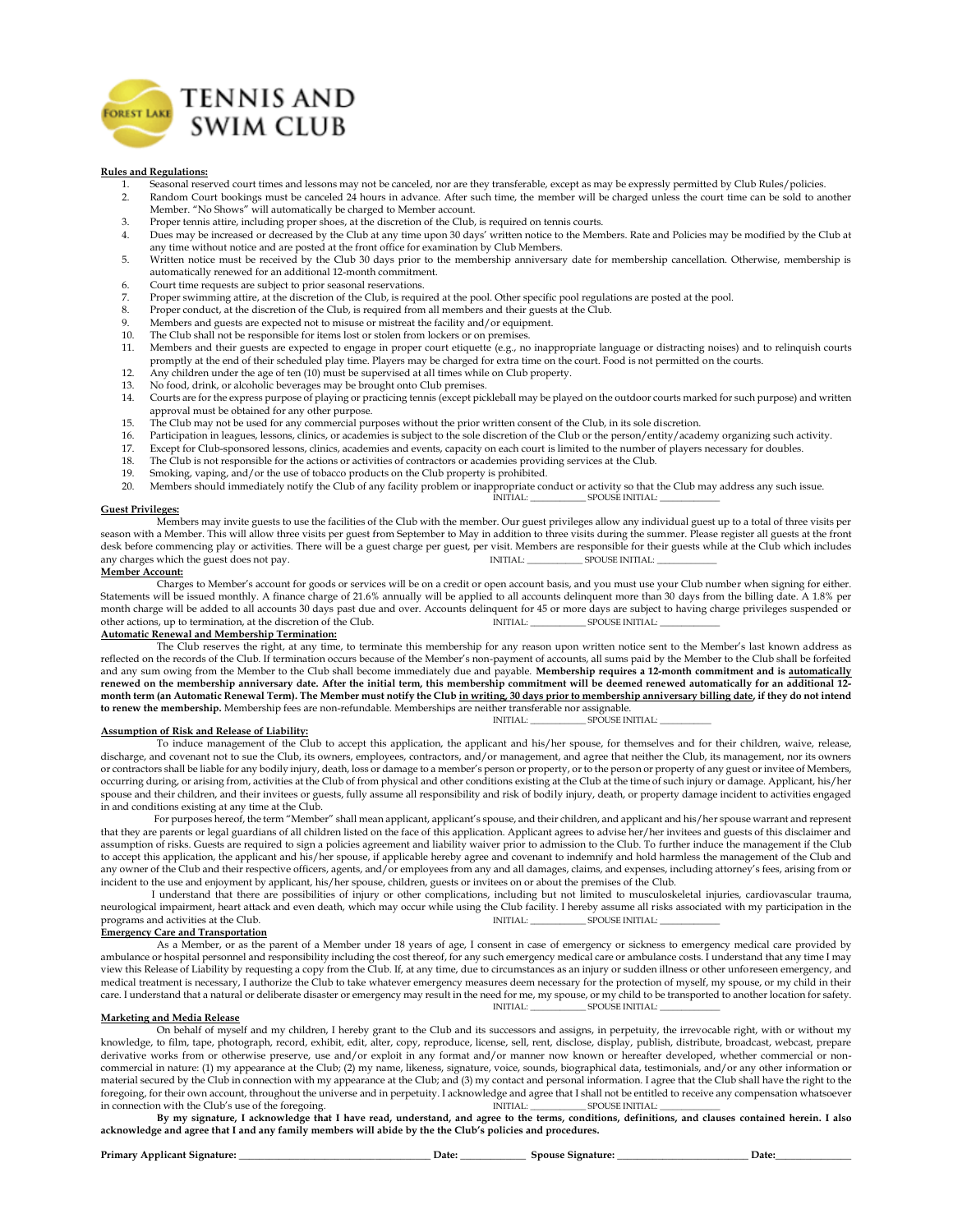# TENNIS AND SWIM CLUB

**Rules and Regulations:**

1. Seasonal reserved court times and lessons may not be canceled, nor are they transferable, except as may be expressly permitted by Club Rules/policies.
2. Random Court bookings must be canceled 24 hours in advance. After such time, the member will be charged unless the court time can be sold to another Member. "No Shows" will automatically be charged to Member account.
3. Proper tennis attire, including proper shoes, at the discretion of the Club, is required on tennis courts.
4. Dues may be increased or decreased by the Club at any time upon 30 days' written notice to the Members. Rate and Policies may be modified by the Club at any time without notice and are posted at the front office for examination by Club Members.
5. Written notice must be received by the Club 30 days prior to the membership anniversary date for membership cancellation. Otherwise, membership is automatically renewed for an additional 12-month commitment.
6. Court time requests are subject to prior seasonal reservations.
7. Proper swimming attire, at the discretion of the Club, is required at the pool. Other specific pool regulations are posted at the pool.
8. Proper conduct, at the discretion of the Club, is required from all members and their guests at the Club.
9. Members and guests are expected not to misuse or mistreat the facility and/or equipment.
10. The Club shall not be responsible for items lost or stolen from lockers or on premises.
11. Members and their guests are expected to engage in proper court etiquette (e.g., no inappropriate language or distracting noises) and to relinquish courts promptly at the end of their scheduled play time. Players may be charged for extra time on the court. Food is not permitted on the courts.
12. Any children under the age of ten (10) must be supervised at all times while on Club property.
13. No food, drink, or alcoholic beverages may be brought onto Club premises.
14. Courts are for the express purpose of playing or practicing tennis (except pickleball may be played on the outdoor courts marked for such purpose) and written approval must be obtained for any other purpose.
15. The Club may not be used for any commercial purposes without the prior written consent of the Club, in its sole discretion.
16. Participation in leagues, lessons, clinics, or academies is subject to the sole discretion of the Club or the person/entity/academy organizing such activity.
17. Except for Club-sponsored lessons, clinics, academies and events, capacity on each court is limited to the number of players necessary for doubles.
18. The Club is not responsible for the actions or activities of contractors or academies providing services at the Club.
19. Smoking, vaping, and/or the use of tobacco products on the Club property is prohibited.
20. Members should immediately notify the Club of any facility problem or inappropriate conduct or activity so that the Club may address any such issue.

INITIAL: ____________ SPOUSE INITIAL: _____________

**Guest Privileges:**

Members may invite guests to use the facilities of the Club with the member. Our guest privileges allow any individual guest up to a total of three visits per season with a Member. This will allow three visits per guest from September to May in addition to three visits during the summer. Please register all guests at the front desk before commencing play or activities. There will be a guest charge per guest, per visit. Members are responsible for their guests while at the Club which includes any charges which the guest does not pay.

INITIAL: ____________ SPOUSE INITIAL: _____________

**Member Account:**

Charges to Member's account for goods or services will be on a credit or open account basis, and you must use your Club number when signing for either. Statements will be issued monthly. A finance charge of 21.6% annually will be applied to all accounts delinquent more than 30 days from the billing date. A 1.8% per month charge will be added to all accounts 30 days past due and over. Accounts delinquent for 45 or more days are subject to having charge privileges suspended or other actions, up to termination, at the discretion of the Club.

INITIAL: ____________ SPOUSE INITIAL: _____________

**Automatic Renewal and Membership Termination:**

The Club reserves the right, at any time, to terminate this membership for any reason upon written notice sent to the Member's last known address as reflected on the records of the Club. If termination occurs because of the Member's non-payment of accounts, all sums paid by the Member to the Club shall be forfeited and any sum owing from the Member to the Club shall become immediately due and payable. **Membership requires a 12-month commitment and is automatically renewed on the membership anniversary date. After the initial term, this membership commitment will be deemed renewed automatically for an additional 12-month term (an Automatic Renewal Term). The Member must notify the Club in writing, 30 days prior to membership anniversary billing date, if they do not intend to renew the membership.** Membership fees are non-refundable. Memberships are neither transferable nor assignable.

INITIAL: ____________ SPOUSE INITIAL: ___________

**Assumption of Risk and Release of Liability:**

To induce management of the Club to accept this application, the applicant and his/her spouse, for themselves and for their children, waive, release, discharge, and covenant not to sue the Club, its owners, employees, contractors, and/or management, and agree that neither the Club, its management, nor its owners or contractors shall be liable for any bodily injury, death, loss or damage to a member's person or property, or to the person or property of any guest or invitee of Members, occurring during, or arising from, activities at the Club of from physical and other conditions existing at the Club at the time of such injury or damage. Applicant, his/her spouse and their children, and their invitees or guests, fully assume all responsibility and risk of bodily injury, death, or property damage incident to activities engaged in and conditions existing at any time at the Club.

For purposes hereof, the term "Member" shall mean applicant, applicant's spouse, and their children, and applicant and his/her spouse warrant and represent that they are parents or legal guardians of all children listed on the face of this application. Applicant agrees to advise her/her invitees and guests of this disclaimer and assumption of risks. Guests are required to sign a policies agreement and liability waiver prior to admission to the Club. To further induce the management if the Club to accept this application, the applicant and his/her spouse, if applicable hereby agree and covenant to indemnify and hold harmless the management of the Club and any owner of the Club and their respective officers, agents, and/or employees from any and all damages, claims, and expenses, including attorney's fees, arising from or incident to the use and enjoyment by applicant, his/her spouse, children, guests or invitees on or about the premises of the Club.

I understand that there are possibilities of injury or other complications, including but not limited to musculoskeletal injuries, cardiovascular trauma, neurological impairment, heart attack and even death, which may occur while using the Club facility. I hereby assume all risks associated with my participation in the programs and activities at the Club.

INITIAL: ____________ SPOUSE INITIAL: _____________

**Emergency Care and Transportation**

As a Member, or as the parent of a Member under 18 years of age, I consent in case of emergency or sickness to emergency medical care provided by ambulance or hospital personnel and responsibility including the cost thereof, for any such emergency medical care or ambulance costs. I understand that any time I may view this Release of Liability by requesting a copy from the Club. If, at any time, due to circumstances as an injury or sudden illness or other unforeseen emergency, and medical treatment is necessary, I authorize the Club to take whatever emergency measures deem necessary for the protection of myself, my spouse, or my child in their care. I understand that a natural or deliberate disaster or emergency may result in the need for me, my spouse, or my child to be transported to another location for safety.

INITIAL: ____________ SPOUSE INITIAL: _____________

**Marketing and Media Release**

On behalf of myself and my children, I hereby grant to the Club and its successors and assigns, in perpetuity, the irrevocable right, with or without my knowledge, to film, tape, photograph, record, exhibit, edit, alter, copy, reproduce, license, sell, rent, disclose, display, publish, distribute, broadcast, webcast, prepare derivative works from or otherwise preserve, use and/or exploit in any format and/or manner now known or hereafter developed, whether commercial or non-commercial in nature: (1) my appearance at the Club; (2) my name, likeness, signature, voice, sounds, biographical data, testimonials, and/or any other information or material secured by the Club in connection with my appearance at the Club; and (3) my contact and personal information. I agree that the Club shall have the right to the foregoing, for their own account, throughout the universe and in perpetuity. I acknowledge and agree that I shall not be entitled to receive any compensation whatsoever in connection with the Club's use of the foregoing.

INITIAL: ____________ SPOUSE INITIAL: _____________

**By my signature, I acknowledge that I have read, understand, and agree to the terms, conditions, definitions, and clauses contained herein. I also acknowledge and agree that I and any family members will abide by the Club's policies and procedures.**

**Primary Applicant Signature:** ____________________________________ **Date:** ____________ **Spouse Signature:** _________________________ **Date:**______________